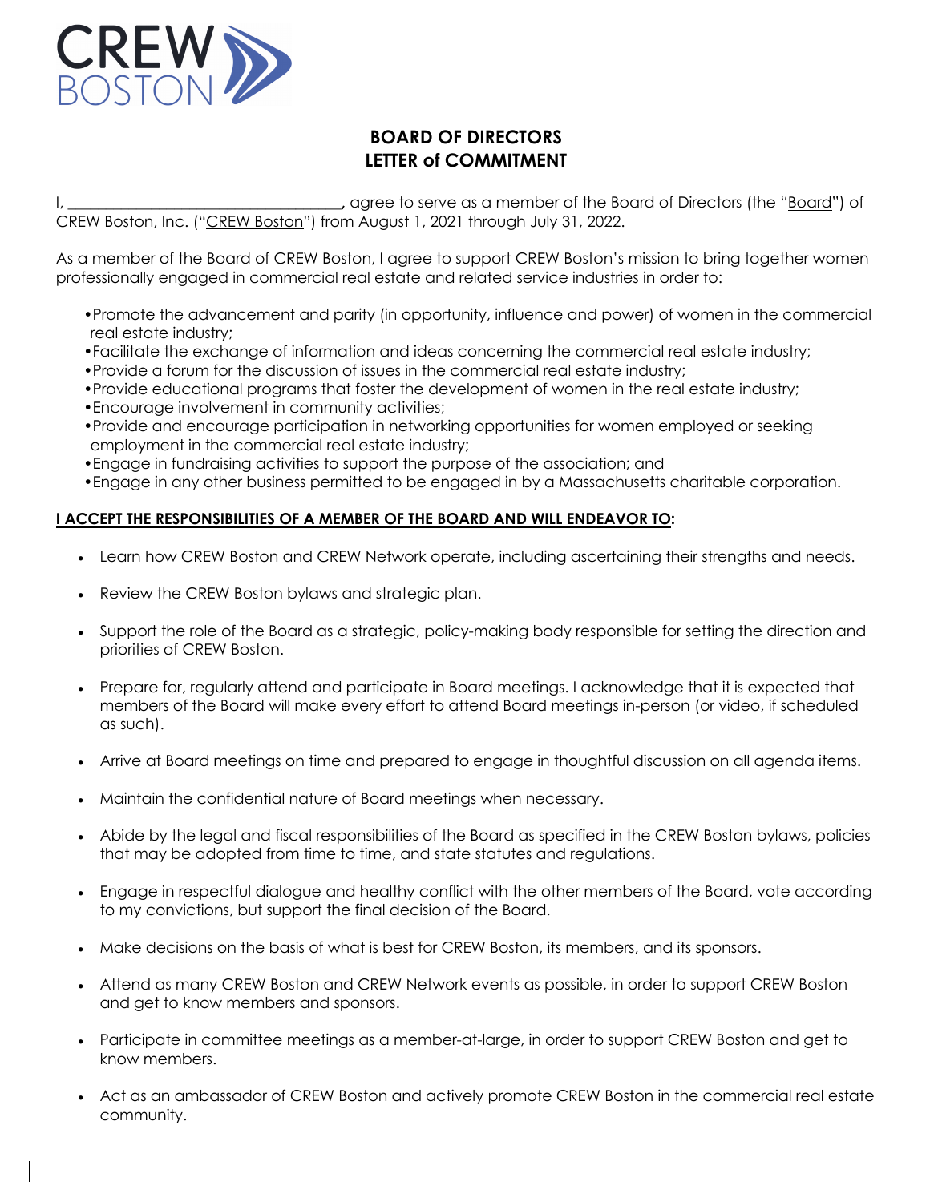CREW BOSTON

# BOARD OF DIRECTORS
# LETTER of COMMITMENT

I, ___________________________________, agree to serve as a member of the Board of Directors (the "Board") of CREW Boston, Inc. ("CREW Boston") from August 1, 2021 through July 31, 2022.

As a member of the Board of CREW Boston, I agree to support CREW Boston's mission to bring together women professionally engaged in commercial real estate and related service industries in order to:

- Promote the advancement and parity (in opportunity, influence and power) of women in the commercial real estate industry;
- Facilitate the exchange of information and ideas concerning the commercial real estate industry;
- Provide a forum for the discussion of issues in the commercial real estate industry;
- Provide educational programs that foster the development of women in the real estate industry;
- Encourage involvement in community activities;
- Provide and encourage participation in networking opportunities for women employed or seeking employment in the commercial real estate industry;
- Engage in fundraising activities to support the purpose of the association; and
- Engage in any other business permitted to be engaged in by a Massachusetts charitable corporation.

**I ACCEPT THE RESPONSIBILITIES OF A MEMBER OF THE BOARD AND WILL ENDEAVOR TO:**

- Learn how CREW Boston and CREW Network operate, including ascertaining their strengths and needs.
- Review the CREW Boston bylaws and strategic plan.
- Support the role of the Board as a strategic, policy-making body responsible for setting the direction and priorities of CREW Boston.
- Prepare for, regularly attend and participate in Board meetings. I acknowledge that it is expected that members of the Board will make every effort to attend Board meetings in-person (or video, if scheduled as such).
- Arrive at Board meetings on time and prepared to engage in thoughtful discussion on all agenda items.
- Maintain the confidential nature of Board meetings when necessary.
- Abide by the legal and fiscal responsibilities of the Board as specified in the CREW Boston bylaws, policies that may be adopted from time to time, and state statutes and regulations.
- Engage in respectful dialogue and healthy conflict with the other members of the Board, vote according to my convictions, but support the final decision of the Board.
- Make decisions on the basis of what is best for CREW Boston, its members, and its sponsors.
- Attend as many CREW Boston and CREW Network events as possible, in order to support CREW Boston and get to know members and sponsors.
- Participate in committee meetings as a member-at-large, in order to support CREW Boston and get to know members.
- Act as an ambassador of CREW Boston and actively promote CREW Boston in the commercial real estate community.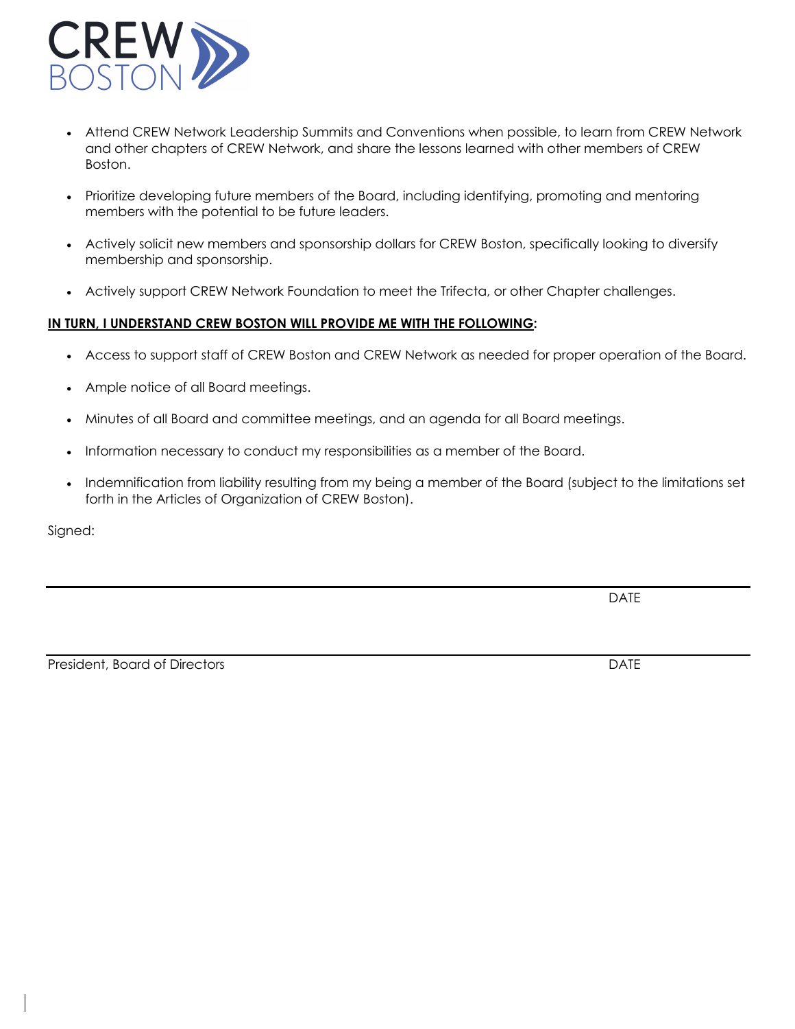- Attend CREW Network Leadership Summits and Conventions when possible, to learn from CREW Network and other chapters of CREW Network, and share the lessons learned with other members of CREW Boston.
- Prioritize developing future members of the Board, including identifying, promoting and mentoring members with the potential to be future leaders.
- Actively solicit new members and sponsorship dollars for CREW Boston, specifically looking to diversify membership and sponsorship.
- Actively support CREW Network Foundation to meet the Trifecta, or other Chapter challenges.

**IN TURN, I UNDERSTAND CREW BOSTON WILL PROVIDE ME WITH THE FOLLOWING:**

- Access to support staff of CREW Boston and CREW Network as needed for proper operation of the Board.
- Ample notice of all Board meetings.
- Minutes of all Board and committee meetings, and an agenda for all Board meetings.
- Information necessary to conduct my responsibilities as a member of the Board.
- Indemnification from liability resulting from my being a member of the Board (subject to the limitations set forth in the Articles of Organization of CREW Boston).

Signed:

_______________________________________________ DATE

President, Board of Directors DATE